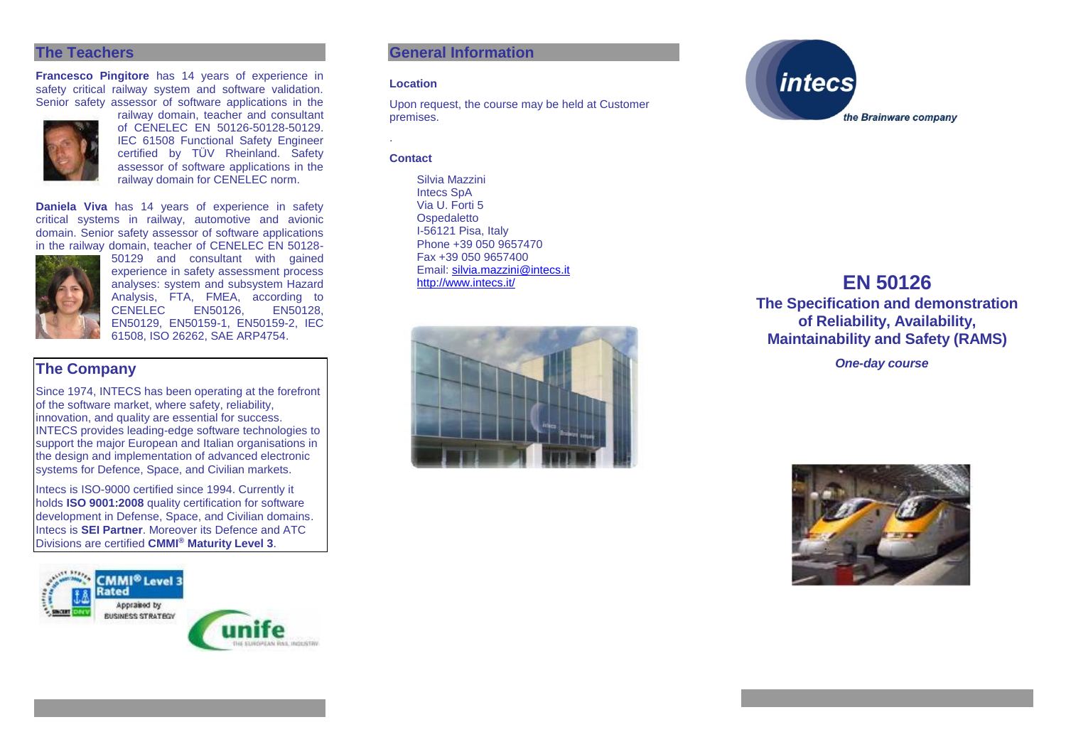## The Teachers

**Francesco Pingitore** has 14 years of experience in safety critical railway system and software validation. Senior safety assessor of software applications in the railway domain, teacher and consultant of CENELEC EN 50126-50128-50129. IEC 61508 Functional Safety Engineer certified by TÜV Rheinland. Safety assessor of software applications in the railway domain for CENELEC norm.

**Daniela Viva** has 14 years of experience in safety critical systems in railway, automotive and avionic domain. Senior safety assessor of software applications in the railway domain, teacher of CENELEC EN 50128-50129 and consultant with gained experience in safety assessment process analyses: system and subsystem Hazard Analysis, FTA, FMEA, according to CENELEC EN50126, EN50128, EN50129, EN50159-1, EN50159-2, IEC 61508, ISO 26262, SAE ARP4754.

## The Company

Since 1974, INTECS has been operating at the forefront of the software market, where safety, reliability, innovation, and quality are essential for success. INTECS provides leading-edge software technologies to support the major European and Italian organisations in the design and implementation of advanced electronic systems for Defence, Space, and Civilian markets.

Intecs is ISO-9000 certified since 1994. Currently it holds **ISO 9001:2008** quality certification for software development in Defense, Space, and Civilian domains. Intecs is **SEI Partner**. Moreover its Defence and ATC Divisions are certified **CMMI® Maturity Level 3**.

## General Information

### Location

Upon request, the course may be held at Customer premises.

### Contact

Silvia Mazzini
Intecs SpA
Via U. Forti 5
Ospedaletto
I-56121 Pisa, Italy
Phone +39 050 9657470
Fax +39 050 9657400
Email: silvia.mazzini@intecs.it
http://www.intecs.it/

intecs
*the Brainware company*

# EN 50126

## The Specification and demonstration of Reliability, Availability, Maintainability and Safety (RAMS)

***One-day course***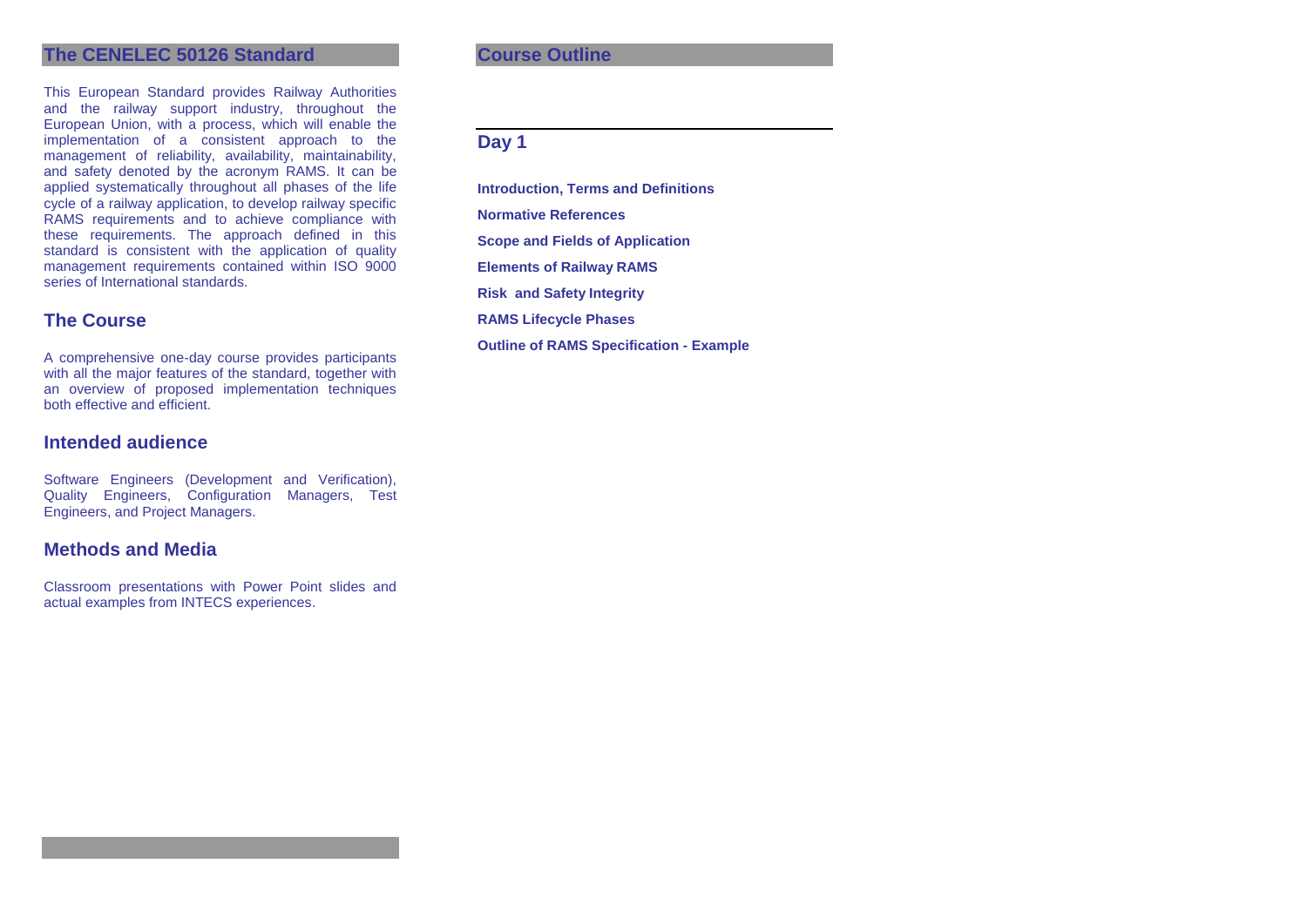## The CENELEC 50126 Standard

This European Standard provides Railway Authorities and the railway support industry, throughout the European Union, with a process, which will enable the implementation of a consistent approach to the management of reliability, availability, maintainability, and safety denoted by the acronym RAMS. It can be applied systematically throughout all phases of the life cycle of a railway application, to develop railway specific RAMS requirements and to achieve compliance with these requirements. The approach defined in this standard is consistent with the application of quality management requirements contained within ISO 9000 series of International standards.

## The Course

A comprehensive one-day course provides participants with all the major features of the standard, together with an overview of proposed implementation techniques both effective and efficient.

## Intended audience

Software Engineers (Development and Verification), Quality Engineers, Configuration Managers, Test Engineers, and Project Managers.

## Methods and Media

Classroom presentations with Power Point slides and actual examples from INTECS experiences.

## Course Outline

### Day 1

**Introduction, Terms and Definitions**

**Normative References**

**Scope and Fields of Application**

**Elements of Railway RAMS**

**Risk and Safety Integrity**

**RAMS Lifecycle Phases**

**Outline of RAMS Specification - Example**